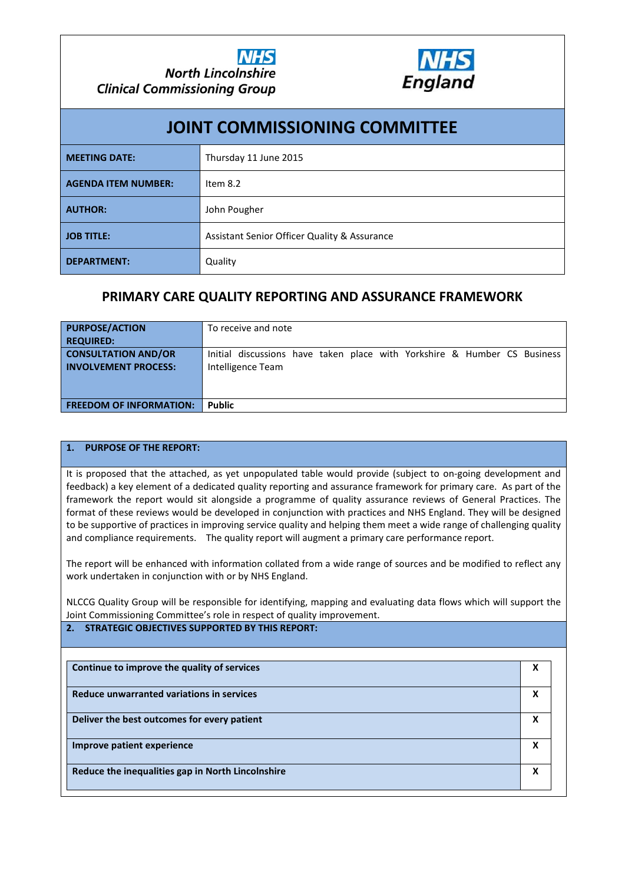NHS North Lincolnshire Clinical Commissioning Group

NHS England

# JOINT COMMISSIONING COMMITTEE

| | |
|---|---|
| **MEETING DATE:** | Thursday 11 June 2015 |
| **AGENDA ITEM NUMBER:** | Item 8.2 |
| **AUTHOR:** | John Pougher |
| **JOB TITLE:** | Assistant Senior Officer Quality & Assurance |
| **DEPARTMENT:** | Quality |

## PRIMARY CARE QUALITY REPORTING AND ASSURANCE FRAMEWORK

| | |
|---|---|
| **PURPOSE/ACTION REQUIRED:** | To receive and note |
| **CONSULTATION AND/OR INVOLVEMENT PROCESS:** | Initial discussions have taken place with Yorkshire & Humber CS Business Intelligence Team |
| **FREEDOM OF INFORMATION:** | **Public** |

### 1. PURPOSE OF THE REPORT:

It is proposed that the attached, as yet unpopulated table would provide (subject to on-going development and feedback) a key element of a dedicated quality reporting and assurance framework for primary care. As part of the framework the report would sit alongside a programme of quality assurance reviews of General Practices. The format of these reviews would be developed in conjunction with practices and NHS England. They will be designed to be supportive of practices in improving service quality and helping them meet a wide range of challenging quality and compliance requirements. The quality report will augment a primary care performance report.

The report will be enhanced with information collated from a wide range of sources and be modified to reflect any work undertaken in conjunction with or by NHS England.

NLCCG Quality Group will be responsible for identifying, mapping and evaluating data flows which will support the Joint Commissioning Committee's role in respect of quality improvement.

### 2. STRATEGIC OBJECTIVES SUPPORTED BY THIS REPORT:

| | |
|---|---|
| **Continue to improve the quality of services** | **X** |
| **Reduce unwarranted variations in services** | **X** |
| **Deliver the best outcomes for every patient** | **X** |
| **Improve patient experience** | **X** |
| **Reduce the inequalities gap in North Lincolnshire** | **X** |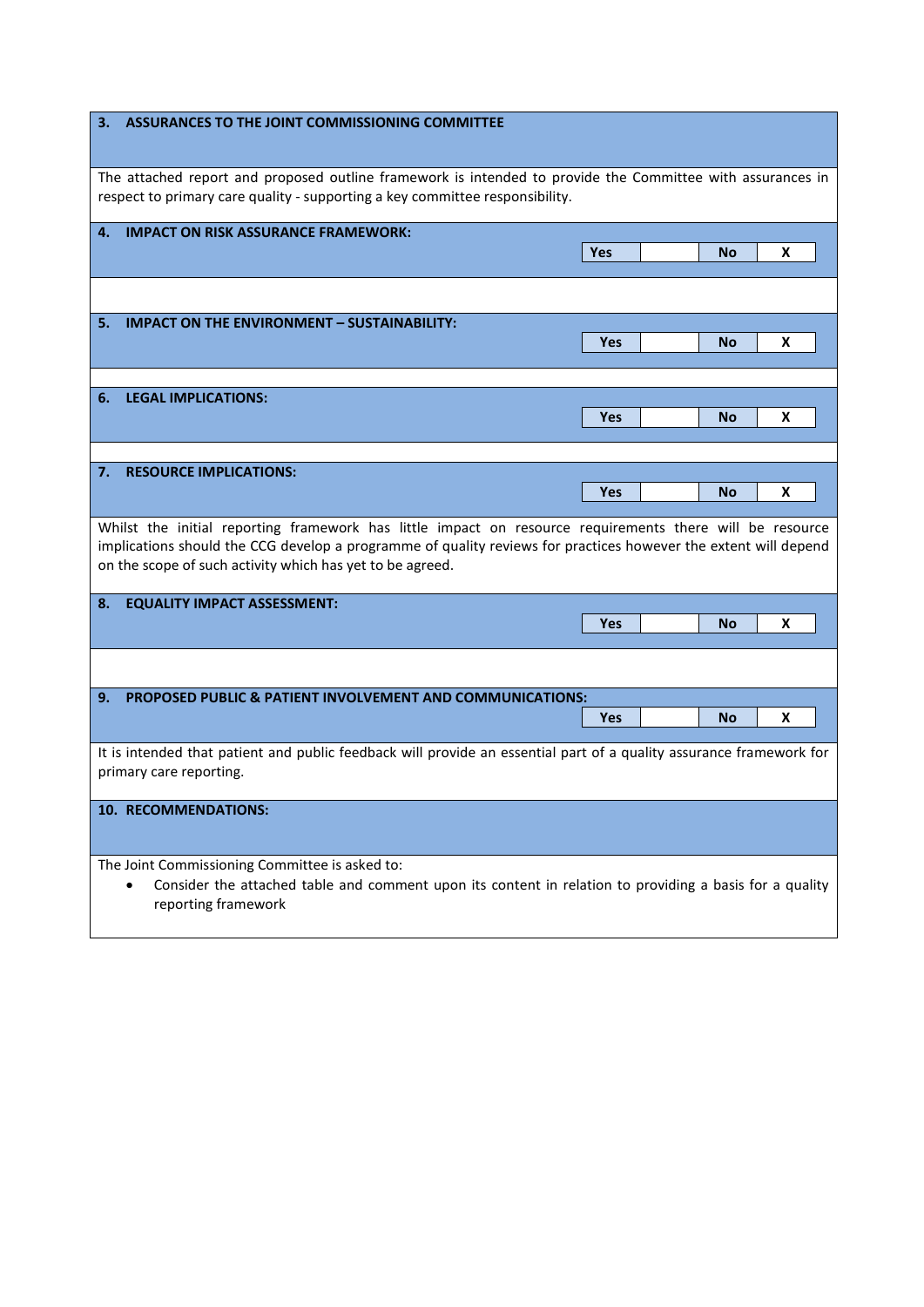## 3. ASSURANCES TO THE JOINT COMMISSIONING COMMITTEE

The attached report and proposed outline framework is intended to provide the Committee with assurances in respect to primary care quality - supporting a key committee responsibility.

## 4. IMPACT ON RISK ASSURANCE FRAMEWORK:

| Yes | | No | X |
|---|---|---|---|

## 5. IMPACT ON THE ENVIRONMENT – SUSTAINABILITY:

| Yes | | No | X |
|---|---|---|---|

## 6. LEGAL IMPLICATIONS:

| Yes | | No | X |
|---|---|---|---|

## 7. RESOURCE IMPLICATIONS:

| Yes | | No | X |
|---|---|---|---|

Whilst the initial reporting framework has little impact on resource requirements there will be resource implications should the CCG develop a programme of quality reviews for practices however the extent will depend on the scope of such activity which has yet to be agreed.

## 8. EQUALITY IMPACT ASSESSMENT:

| Yes | | No | X |
|---|---|---|---|

## 9. PROPOSED PUBLIC & PATIENT INVOLVEMENT AND COMMUNICATIONS:

| Yes | | No | X |
|---|---|---|---|

It is intended that patient and public feedback will provide an essential part of a quality assurance framework for primary care reporting.

## 10. RECOMMENDATIONS:

The Joint Commissioning Committee is asked to:

- Consider the attached table and comment upon its content in relation to providing a basis for a quality reporting framework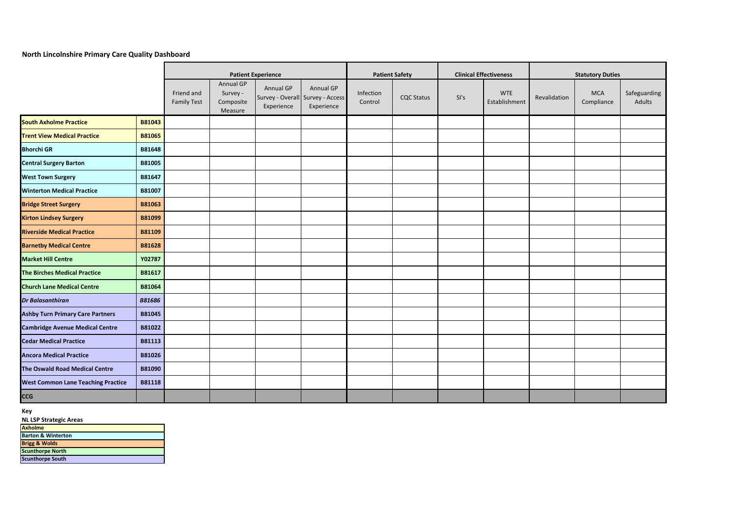**North Lincolnshire Primary Care Quality Dashboard**

| | | Patient Experience | | | | Patient Safety | | Clinical Effectiveness | | Statutory Duties | | |
|---|---|---|---|---|---|---|---|---|---|---|---|---|
| | | Friend and Family Test | Annual GP Survey - Composite Measure | Annual GP Survey - Overall Experience | Annual GP Survey - Access Experience | Infection Control | CQC Status | SI's | WTE Establishment | Revalidation | MCA Compliance | Safeguarding Adults |
| **South Axholme Practice** | **B81043** | | | | | | | | | | | |
| **Trent View Medical Practice** | **B81065** | | | | | | | | | | | |
| **Bhorchi GR** | **B81648** | | | | | | | | | | | |
| **Central Surgery Barton** | **B81005** | | | | | | | | | | | |
| **West Town Surgery** | **B81647** | | | | | | | | | | | |
| **Winterton Medical Practice** | **B81007** | | | | | | | | | | | |
| **Bridge Street Surgery** | **B81063** | | | | | | | | | | | |
| **Kirton Lindsey Surgery** | **B81099** | | | | | | | | | | | |
| **Riverside Medical Practice** | **B81109** | | | | | | | | | | | |
| **Barnetby Medical Centre** | **B81628** | | | | | | | | | | | |
| **Market Hill Centre** | **Y02787** | | | | | | | | | | | |
| **The Birches Medical Practice** | **B81617** | | | | | | | | | | | |
| **Church Lane Medical Centre** | **B81064** | | | | | | | | | | | |
| ***Dr Balasanthiran*** | ***B81686*** | | | | | | | | | | | |
| **Ashby Turn Primary Care Partners** | **B81045** | | | | | | | | | | | |
| **Cambridge Avenue Medical Centre** | **B81022** | | | | | | | | | | | |
| **Cedar Medical Practice** | **B81113** | | | | | | | | | | | |
| **Ancora Medical Practice** | **B81026** | | | | | | | | | | | |
| **The Oswald Road Medical Centre** | **B81090** | | | | | | | | | | | |
| **West Common Lane Teaching Practice** | **B81118** | | | | | | | | | | | |
| **CCG** | | | | | | | | | | | | |

**Key**

**NL LSP Strategic Areas**

| |
|---|
| **Axholme** |
| **Barton & Winterton** |
| **Brigg & Wolds** |
| **Scunthorpe North** |
| **Scunthorpe South** |